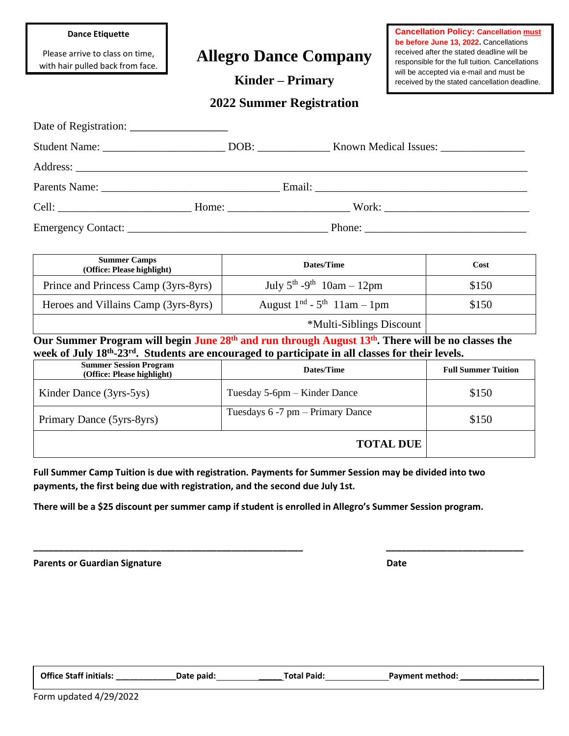**Dance Etiquette**

Please arrive to class on time, with hair pulled back from face.

# Allegro Dance Company

## Kinder – Primary

## 2022 Summer Registration

**Cancellation Policy: Cancellation must be before June 13, 2022.** Cancellations received after the stated deadline will be responsible for the full tuition. Cancellations will be accepted via e-mail and must be received by the stated cancellation deadline.

Date of Registration: _________________

Student Name: _____________________ DOB: ____________ Known Medical Issues: ______________

Address: ______________________________________________________________________________

Parents Name: _______________________________ Email: ____________________________________

Cell: _______________________ Home: _____________________ Work: _________________________

Emergency Contact: ___________________________________ Phone: ____________________________

| Summer Camps (Office: Please highlight) | Dates/Time | Cost |
|---|---|---|
| Prince and Princess Camp (3yrs-8yrs) | July 5th -9th 10am – 12pm | $150 |
| Heroes and Villains Camp (3yrs-8yrs) | August 1st - 5th 11am – 1pm | $150 |
| | *Multi-Siblings Discount | |

**Our Summer Program will begin June 28th and run through August 13th. There will be no classes the week of July 18th-23rd. Students are encouraged to participate in all classes for their levels.**

| Summer Session Program (Office: Please highlight) | Dates/Time | Full Summer Tuition |
|---|---|---|
| Kinder Dance (3yrs-5ys) | Tuesday 5-6pm – Kinder Dance | $150 |
| Primary Dance (5yrs-8yrs) | Tuesdays 6 -7 pm – Primary Dance | $150 |
| | **TOTAL DUE** | |

**Full Summer Camp Tuition is due with registration. Payments for Summer Session may be divided into two payments, the first being due with registration, and the second due July 1st.**

**There will be a $25 discount per summer camp if student is enrolled in Allegro's Summer Session program.**

_____________________________________________ ________________________

**Parents or Guardian Signature** **Date**

**Office Staff initials:** ____________ **Date paid:** ____________ **Total Paid:** ____________ **Payment method:** ________________

Form updated 4/29/2022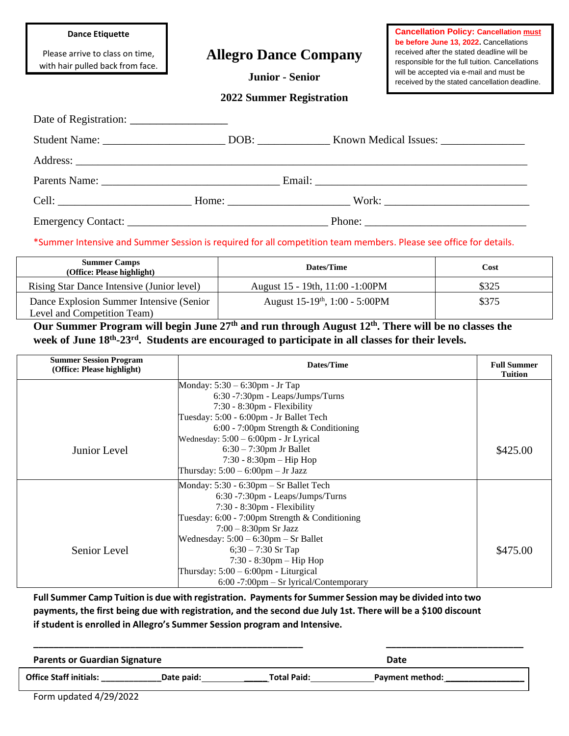**Dance Etiquette**

Please arrive to class on time, with hair pulled back from face.

# Allegro Dance Company

### Junior - Senior

### 2022 Summer Registration

**Cancellation Policy: Cancellation must be before June 13, 2022.** Cancellations received after the stated deadline will be responsible for the full tuition. Cancellations will be accepted via e-mail and must be received by the stated cancellation deadline.

Date of Registration: _________________

Student Name: _____________________ DOB: _____________ Known Medical Issues: _______________

Address: ___________________________________________________________________________

Parents Name: ________________________________ Email: _______________________________________

Cell: ________________________ Home: ______________________ Work: _________________________

Emergency Contact: ____________________________________ Phone: _____________________________

*Summer Intensive and Summer Session is required for all competition team members. Please see office for details.

| Summer Camps (Office: Please highlight) | Dates/Time | Cost |
|---|---|---|
| Rising Star Dance Intensive (Junior level) | August 15 - 19th, 11:00 -1:00PM | $325 |
| Dance Explosion Summer Intensive (Senior Level and Competition Team) | August 15-19th, 1:00 - 5:00PM | $375 |

**Our Summer Program will begin June 27th and run through August 12th. There will be no classes the week of June 18th-23rd. Students are encouraged to participate in all classes for their levels.**

| Summer Session Program (Office: Please highlight) | Dates/Time | Full Summer Tuition |
|---|---|---|
| Junior Level | Monday: 5:30 – 6:30pm - Jr Tap<br>6:30 -7:30pm - Leaps/Jumps/Turns<br>7:30 - 8:30pm - Flexibility<br>Tuesday: 5:00 - 6:00pm - Jr Ballet Tech<br>6:00 - 7:00pm Strength & Conditioning<br>Wednesday: 5:00 – 6:00pm - Jr Lyrical<br>6:30 – 7:30pm Jr Ballet<br>7:30 - 8:30pm – Hip Hop<br>Thursday: 5:00 – 6:00pm – Jr Jazz | $425.00 |
| Senior Level | Monday: 5:30 - 6:30pm – Sr Ballet Tech<br>6:30 -7:30pm - Leaps/Jumps/Turns<br>7:30 - 8:30pm - Flexibility<br>Tuesday: 6:00 - 7:00pm Strength & Conditioning<br>7:00 – 8:30pm Sr Jazz<br>Wednesday: 5:00 – 6:30pm – Sr Ballet<br>6;30 – 7:30 Sr Tap<br>7:30 - 8:30pm – Hip Hop<br>Thursday: 5:00 – 6:00pm - Liturgical<br>6:00 -7:00pm – Sr lyrical/Contemporary | $475.00 |

**Full Summer Camp Tuition is due with registration. Payments for Summer Session may be divided into two payments, the first being due with registration, and the second due July 1st. There will be a $100 discount if student is enrolled in Allegro's Summer Session program and Intensive.**

_______________________________________________ ___________________________

**Parents or Guardian Signature** **Date**

**Office Staff initials: ____________Date paid:______________Total Paid:_____________Payment method:________________**

Form updated 4/29/2022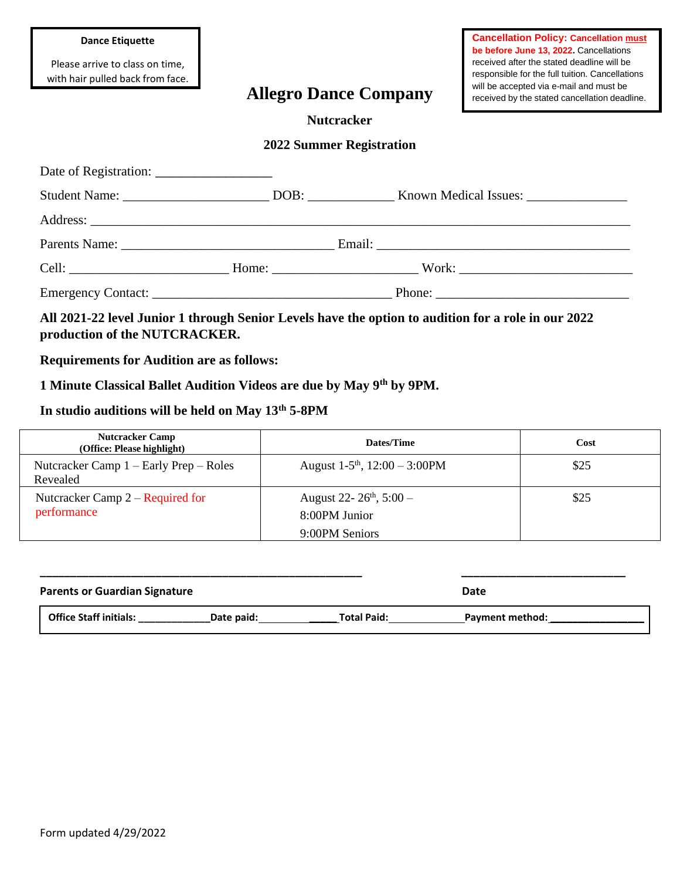**Dance Etiquette**

Please arrive to class on time, with hair pulled back from face.

**Cancellation Policy: Cancellation must be before June 13, 2022.** Cancellations received after the stated deadline will be responsible for the full tuition. Cancellations will be accepted via e-mail and must be received by the stated cancellation deadline.

# Allegro Dance Company

## Nutcracker

## 2022 Summer Registration

Date of Registration: _________________

Student Name: _____________________ DOB: _____________ Known Medical Issues: _______________

Address: ________________________________________________________________________________

Parents Name: _______________________________ Email: _____________________________________

Cell: _______________________ Home: _____________________ Work: _________________________

Emergency Contact: ___________________________________ Phone: ___________________________

**All 2021-22 level Junior 1 through Senior Levels have the option to audition for a role in our 2022 production of the NUTCRACKER.**

**Requirements for Audition are as follows:**

**1 Minute Classical Ballet Audition Videos are due by May 9th by 9PM.**

**In studio auditions will be held on May 13th 5-8PM**

| Nutcracker Camp (Office: Please highlight) | Dates/Time | Cost |
|---|---|---|
| Nutcracker Camp 1 – Early Prep – Roles Revealed | August 1-5th, 12:00 – 3:00PM | $25 |
| Nutcracker Camp 2 – Required for performance | August 22- 26th, 5:00 – 8:00PM Junior 9:00PM Seniors | $25 |

_____________________________________________ _________________________

**Parents or Guardian Signature** **Date**

**Office Staff initials: _____________Date paid:_______________Total Paid:______________Payment method: _________________**

Form updated 4/29/2022